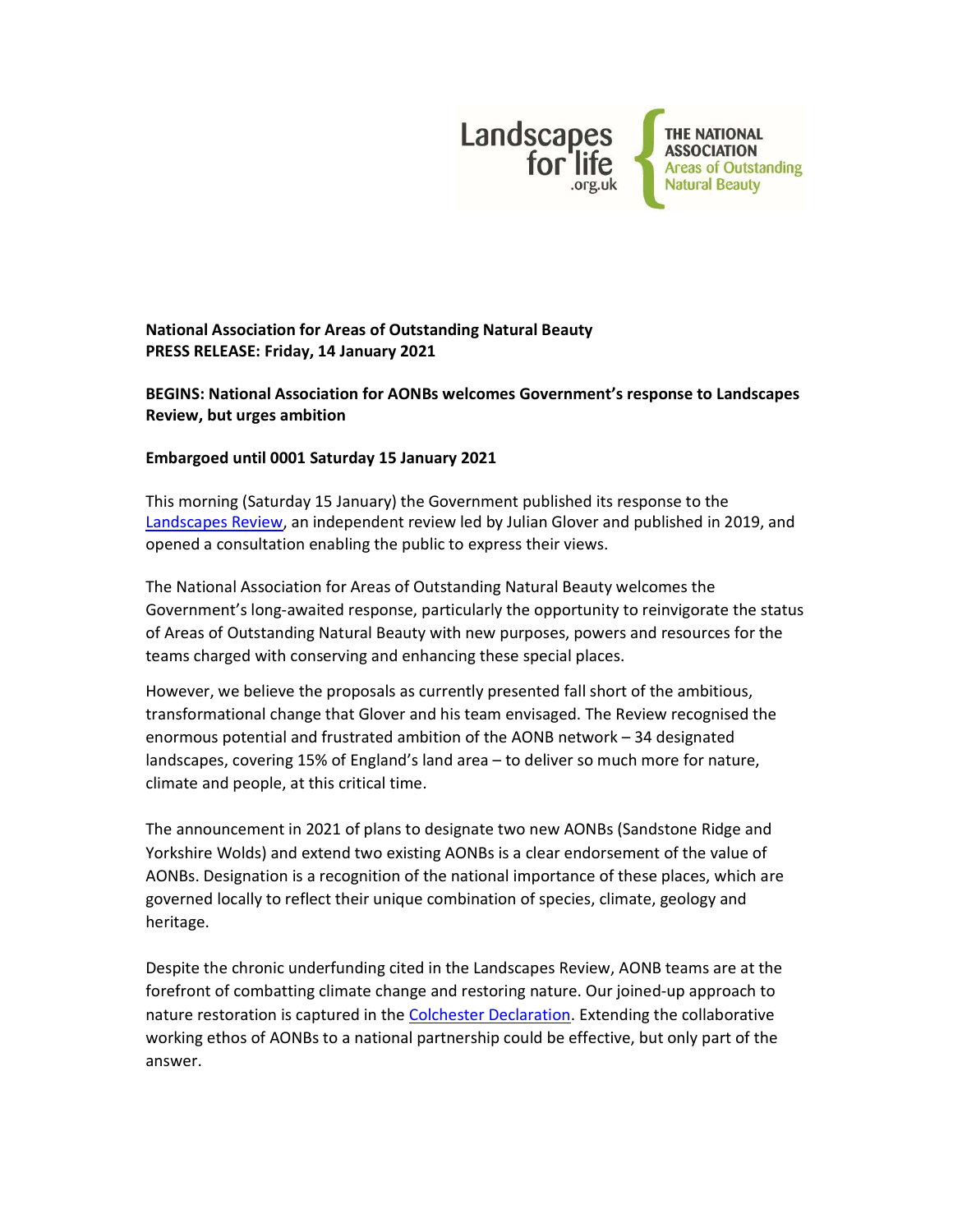**National Association for Areas of Outstanding Natural Beauty**
**PRESS RELEASE: Friday, 14 January 2021**

**BEGINS: National Association for AONBs welcomes Government's response to Landscapes Review, but urges ambition**

**Embargoed until 0001 Saturday 15 January 2021**

This morning (Saturday 15 January) the Government published its response to the [Landscapes Review](), an independent review led by Julian Glover and published in 2019, and opened a consultation enabling the public to express their views.

The National Association for Areas of Outstanding Natural Beauty welcomes the Government's long-awaited response, particularly the opportunity to reinvigorate the status of Areas of Outstanding Natural Beauty with new purposes, powers and resources for the teams charged with conserving and enhancing these special places.

However, we believe the proposals as currently presented fall short of the ambitious, transformational change that Glover and his team envisaged. The Review recognised the enormous potential and frustrated ambition of the AONB network – 34 designated landscapes, covering 15% of England's land area – to deliver so much more for nature, climate and people, at this critical time.

The announcement in 2021 of plans to designate two new AONBs (Sandstone Ridge and Yorkshire Wolds) and extend two existing AONBs is a clear endorsement of the value of AONBs. Designation is a recognition of the national importance of these places, which are governed locally to reflect their unique combination of species, climate, geology and heritage.

Despite the chronic underfunding cited in the Landscapes Review, AONB teams are at the forefront of combatting climate change and restoring nature. Our joined-up approach to nature restoration is captured in the [Colchester Declaration](). Extending the collaborative working ethos of AONBs to a national partnership could be effective, but only part of the answer.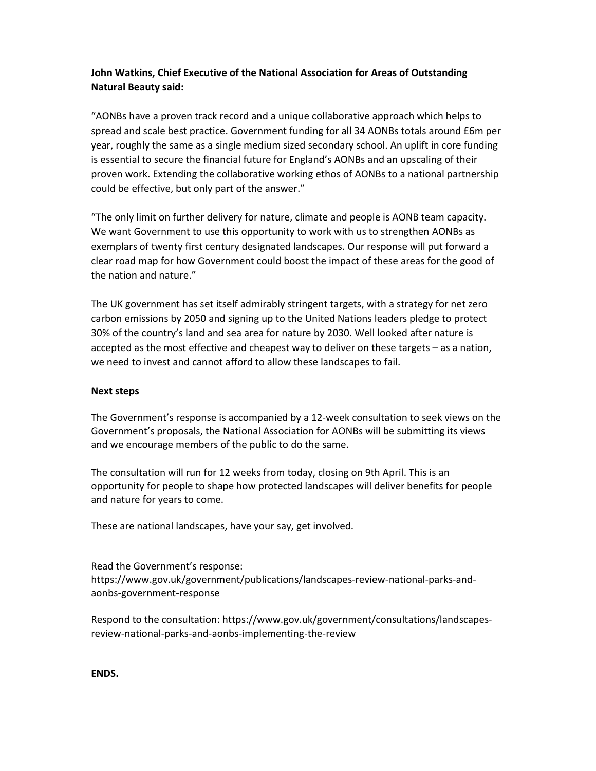**John Watkins, Chief Executive of the National Association for Areas of Outstanding Natural Beauty said:**

"AONBs have a proven track record and a unique collaborative approach which helps to spread and scale best practice. Government funding for all 34 AONBs totals around £6m per year, roughly the same as a single medium sized secondary school. An uplift in core funding is essential to secure the financial future for England's AONBs and an upscaling of their proven work. Extending the collaborative working ethos of AONBs to a national partnership could be effective, but only part of the answer."

"The only limit on further delivery for nature, climate and people is AONB team capacity. We want Government to use this opportunity to work with us to strengthen AONBs as exemplars of twenty first century designated landscapes. Our response will put forward a clear road map for how Government could boost the impact of these areas for the good of the nation and nature."

The UK government has set itself admirably stringent targets, with a strategy for net zero carbon emissions by 2050 and signing up to the United Nations leaders pledge to protect 30% of the country's land and sea area for nature by 2030. Well looked after nature is accepted as the most effective and cheapest way to deliver on these targets – as a nation, we need to invest and cannot afford to allow these landscapes to fail.

**Next steps**

The Government's response is accompanied by a 12-week consultation to seek views on the Government's proposals, the National Association for AONBs will be submitting its views and we encourage members of the public to do the same.

The consultation will run for 12 weeks from today, closing on 9th April. This is an opportunity for people to shape how protected landscapes will deliver benefits for people and nature for years to come.

These are national landscapes, have your say, get involved.

Read the Government's response:
https://www.gov.uk/government/publications/landscapes-review-national-parks-and-aonbs-government-response

Respond to the consultation: https://www.gov.uk/government/consultations/landscapes-review-national-parks-and-aonbs-implementing-the-review

**ENDS.**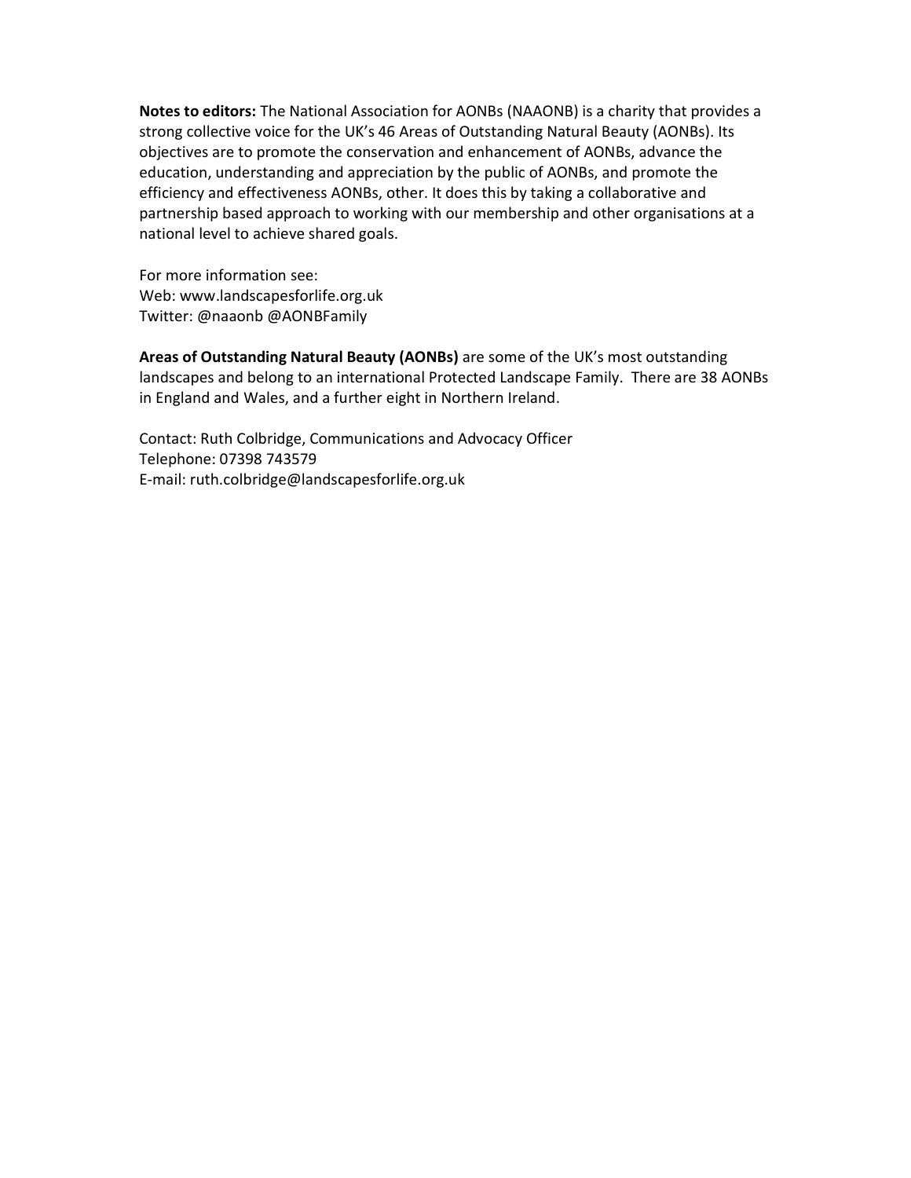**Notes to editors:** The National Association for AONBs (NAAONB) is a charity that provides a strong collective voice for the UK's 46 Areas of Outstanding Natural Beauty (AONBs). Its objectives are to promote the conservation and enhancement of AONBs, advance the education, understanding and appreciation by the public of AONBs, and promote the efficiency and effectiveness AONBs, other. It does this by taking a collaborative and partnership based approach to working with our membership and other organisations at a national level to achieve shared goals.

For more information see:
Web: www.landscapesforlife.org.uk
Twitter: @naaonb @AONBFamily

**Areas of Outstanding Natural Beauty (AONBs)** are some of the UK's most outstanding landscapes and belong to an international Protected Landscape Family. There are 38 AONBs in England and Wales, and a further eight in Northern Ireland.

Contact: Ruth Colbridge, Communications and Advocacy Officer
Telephone: 07398 743579
E-mail: ruth.colbridge@landscapesforlife.org.uk